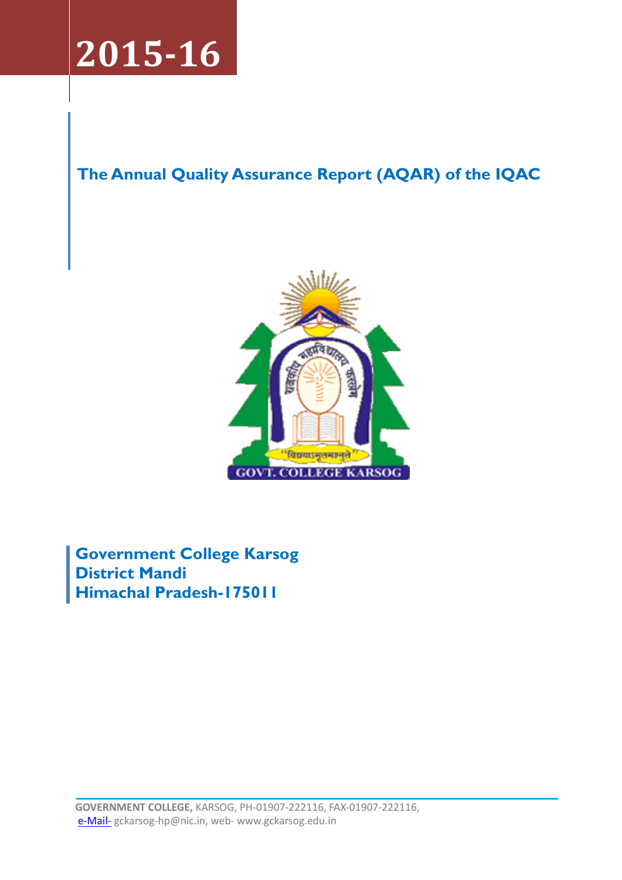# 2015-16

## The Annual Quality Assurance Report (AQAR) of the IQAC

**Government College Karsog**
**District Mandi**
**Himachal Pradesh-175011**

**GOVERNMENT COLLEGE,** KARSOG, PH-01907-222116, FAX-01907-222116,
e-Mail- gckarsog-hp@nic.in, web- www.gckarsog.edu.in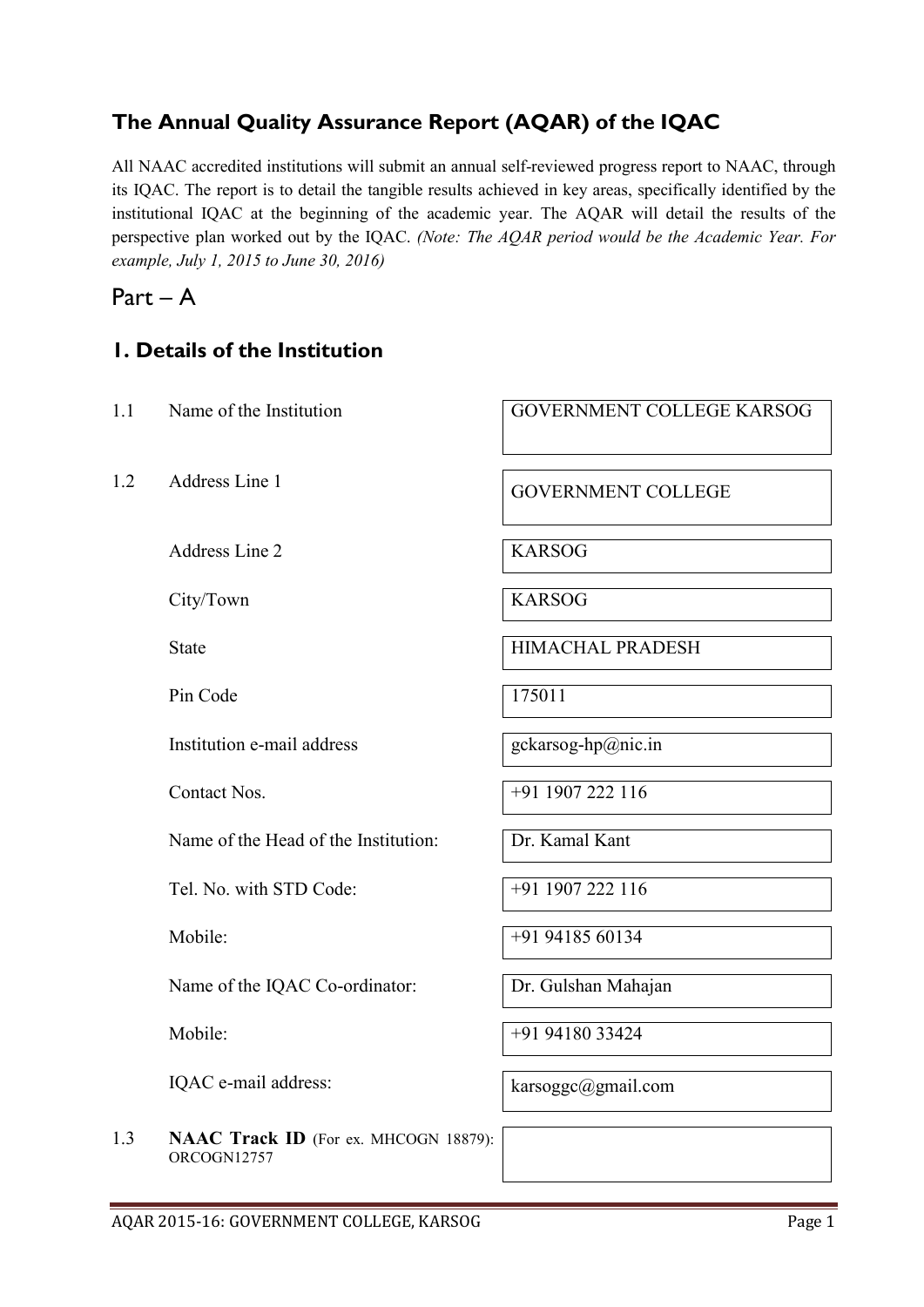## The Annual Quality Assurance Report (AQAR) of the IQAC

All NAAC accredited institutions will submit an annual self-reviewed progress report to NAAC, through its IQAC. The report is to detail the tangible results achieved in key areas, specifically identified by the institutional IQAC at the beginning of the academic year. The AQAR will detail the results of the perspective plan worked out by the IQAC. *(Note: The AQAR period would be the Academic Year. For example, July 1, 2015 to June 30, 2016)*

# Part – A

## 1. Details of the Institution

| | | |
|---|---|---|
| 1.1 | Name of the Institution | GOVERNMENT COLLEGE KARSOG |
| 1.2 | Address Line 1 | GOVERNMENT COLLEGE |
| | Address Line 2 | KARSOG |
| | City/Town | KARSOG |
| | State | HIMACHAL PRADESH |
| | Pin Code | 175011 |
| | Institution e-mail address | gckarsog-hp@nic.in |
| | Contact Nos. | +91 1907 222 116 |
| | Name of the Head of the Institution: | Dr. Kamal Kant |
| | Tel. No. with STD Code: | +91 1907 222 116 |
| | Mobile: | +91 94185 60134 |
| | Name of the IQAC Co-ordinator: | Dr. Gulshan Mahajan |
| | Mobile: | +91 94180 33424 |
| | IQAC e-mail address: | karsoggc@gmail.com |
| 1.3 | **NAAC Track ID** (For ex. MHCOGN 18879): ORCOGN12757 | |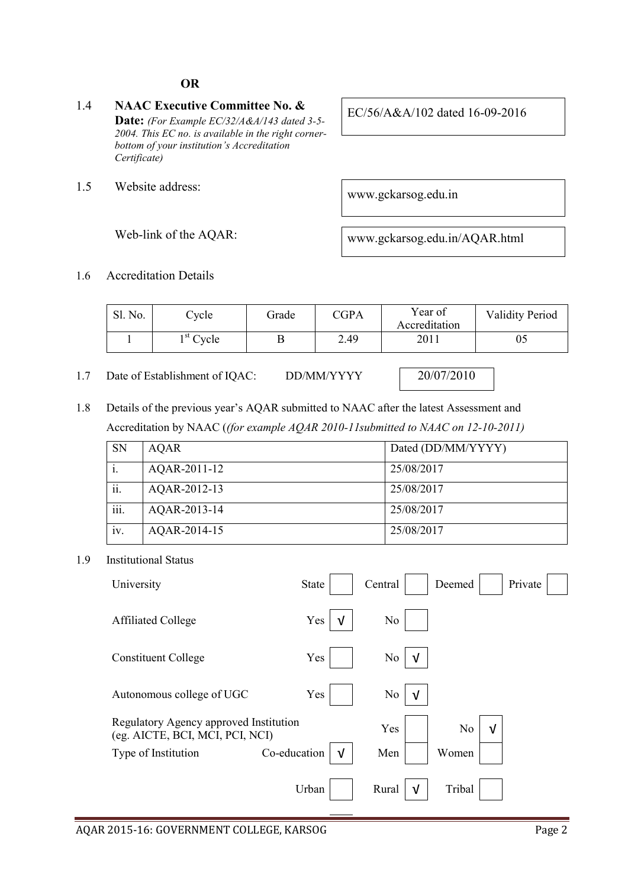**OR**

1.4 **NAAC Executive Committee No. & Date:** *(For Example EC/32/A&A/143 dated 3-5-2004. This EC no. is available in the right corner-bottom of your institution's Accreditation Certificate)*

EC/56/A&A/102 dated 16-09-2016

1.5 Website address: www.gckarsog.edu.in

Web-link of the AQAR: www.gckarsog.edu.in/AQAR.html

1.6 Accreditation Details

| Sl. No. | Cycle | Grade | CGPA | Year of Accreditation | Validity Period |
|---|---|---|---|---|---|
| 1 | 1st Cycle | B | 2.49 | 2011 | 05 |

1.7 Date of Establishment of IQAC: DD/MM/YYYY 20/07/2010

1.8 Details of the previous year's AQAR submitted to NAAC after the latest Assessment and Accreditation by NAAC (*(for example AQAR 2010-11submitted to NAAC on 12-10-2011)*

| SN | AQAR | Dated (DD/MM/YYYY) |
|---|---|---|
| i. | AQAR-2011-12 | 25/08/2017 |
| ii. | AQAR-2012-13 | 25/08/2017 |
| iii. | AQAR-2013-14 | 25/08/2017 |
| iv. | AQAR-2014-15 | 25/08/2017 |

1.9 Institutional Status

| | | | | | | | | |
|---|---|---|---|---|---|---|---|---|
| University | State | | Central | | Deemed | | Private | |
| Affiliated College | Yes | √ | No | | | | | |
| Constituent College | Yes | | No | √ | | | | |
| Autonomous college of UGC | Yes | | No | √ | | | | |
| Regulatory Agency approved Institution (eg. AICTE, BCI, MCI, PCI, NCI) | | | Yes | | No | √ | | |
| Type of Institution | Co-education | √ | Men | | Women | | | |
| | Urban | | Rural | √ | Tribal | | | |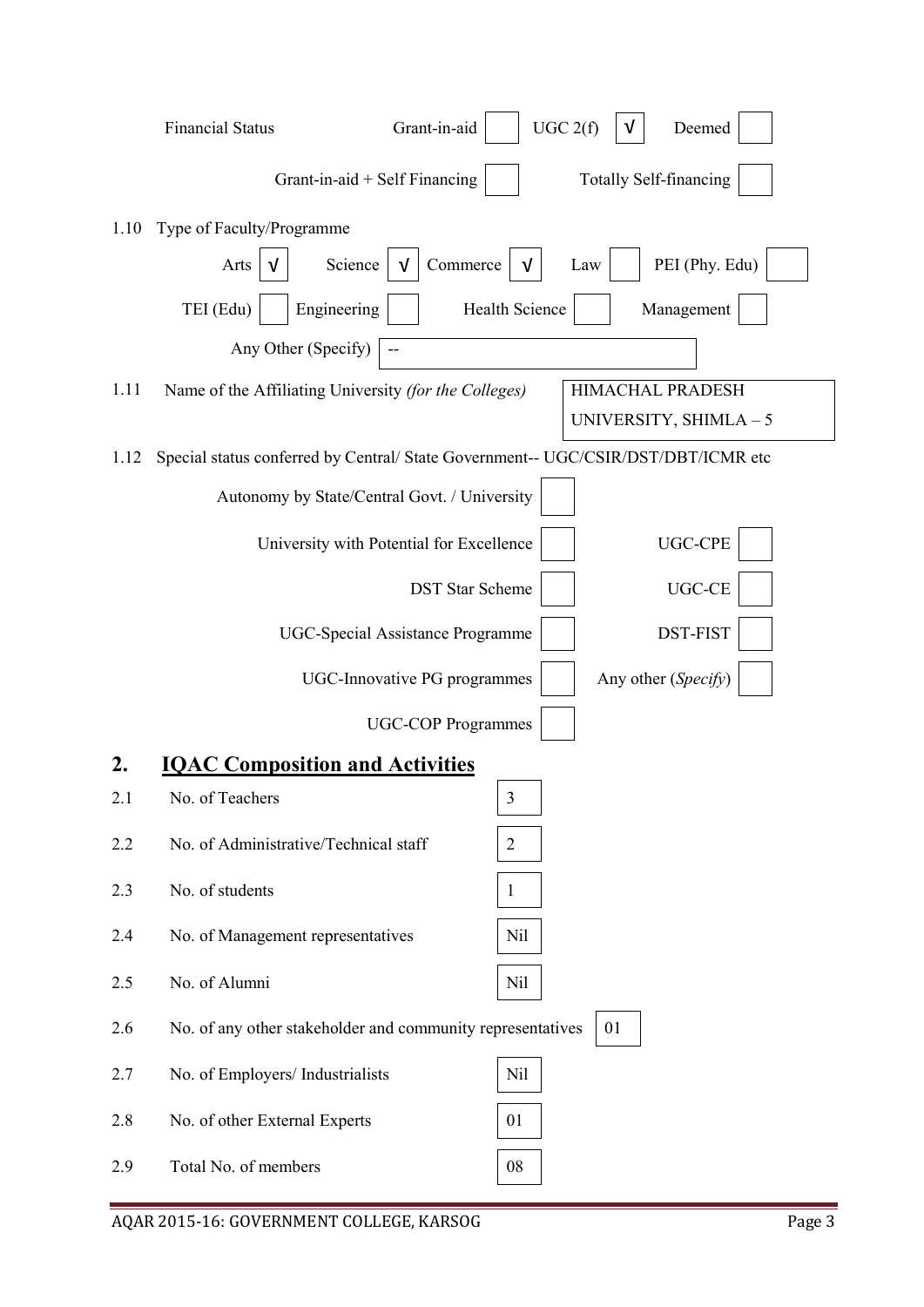Financial Status Grant-in-aid [ ] UGC 2(f) [√] Deemed [ ]

Grant-in-aid + Self Financing [ ] Totally Self-financing [ ]

1.10 Type of Faculty/Programme

Arts [√] Science [√] Commerce [√] Law [ ] PEI (Phy. Edu) [ ]

TEI (Edu) [ ] Engineering [ ] Health Science [ ] Management [ ]

Any Other (Specify) [ -- ]

1.11 Name of the Affiliating University *(for the Colleges)* HIMACHAL PRADESH UNIVERSITY, SHIMLA – 5

1.12 Special status conferred by Central/ State Government-- UGC/CSIR/DST/DBT/ICMR etc

Autonomy by State/Central Govt. / University [ ]

University with Potential for Excellence [ ] UGC-CPE [ ]

DST Star Scheme [ ] UGC-CE [ ]

UGC-Special Assistance Programme [ ] DST-FIST [ ]

UGC-Innovative PG programmes [ ] Any other (*Specify*) [ ]

UGC-COP Programmes [ ]

## 2. IQAC Composition and Activities

| | | |
|---|---|---|
| 2.1 | No. of Teachers | 3 |
| 2.2 | No. of Administrative/Technical staff | 2 |
| 2.3 | No. of students | 1 |
| 2.4 | No. of Management representatives | Nil |
| 2.5 | No. of Alumni | Nil |
| 2.6 | No. of any other stakeholder and community representatives | 01 |
| 2.7 | No. of Employers/ Industrialists | Nil |
| 2.8 | No. of other External Experts | 01 |
| 2.9 | Total No. of members | 08 |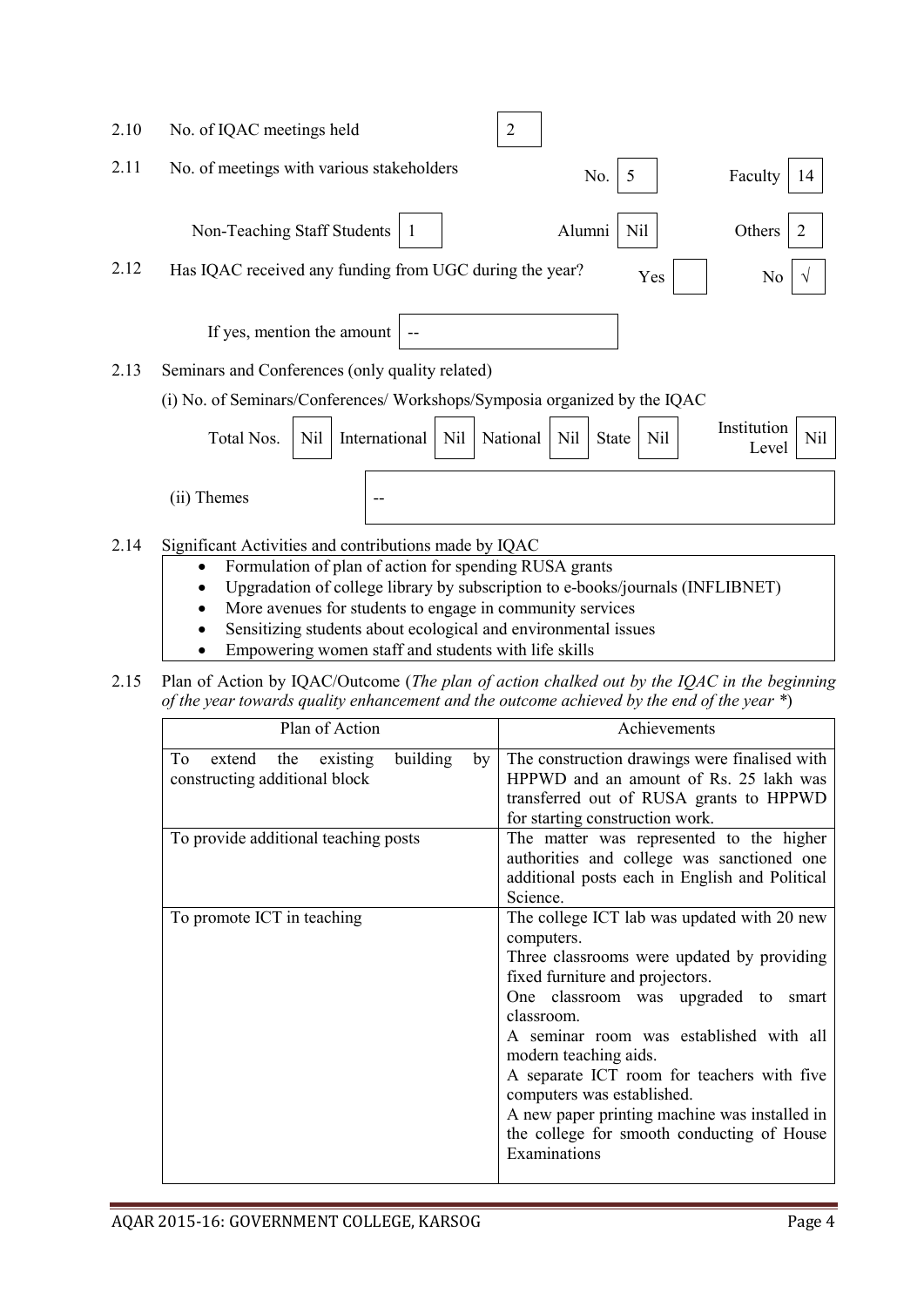2.10 No. of IQAC meetings held | 2

2.11 No. of meetings with various stakeholders No. | 5 Faculty | 14

Non-Teaching Staff Students | 1 Alumni | Nil Others | 2

2.12 Has IQAC received any funding from UGC during the year? Yes | | No | √

If yes, mention the amount | --

2.13 Seminars and Conferences (only quality related)

(i) No. of Seminars/Conferences/ Workshops/Symposia organized by the IQAC

| Total Nos. | Nil | International | Nil | National | Nil | State | Nil | Institution Level | Nil |
|---|---|---|---|---|---|---|---|---|---|

(ii) Themes | --

2.14 Significant Activities and contributions made by IQAC

- Formulation of plan of action for spending RUSA grants
- Upgradation of college library by subscription to e-books/journals (INFLIBNET)
- More avenues for students to engage in community services
- Sensitizing students about ecological and environmental issues
- Empowering women staff and students with life skills

2.15 Plan of Action by IQAC/Outcome (*The plan of action chalked out by the IQAC in the beginning of the year towards quality enhancement and the outcome achieved by the end of the year* *)

| Plan of Action | Achievements |
|---|---|
| To extend the existing building by constructing additional block | The construction drawings were finalised with HPPWD and an amount of Rs. 25 lakh was transferred out of RUSA grants to HPPWD for starting construction work. |
| To provide additional teaching posts | The matter was represented to the higher authorities and college was sanctioned one additional posts each in English and Political Science. |
| To promote ICT in teaching | The college ICT lab was updated with 20 new computers.<br>Three classrooms were updated by providing fixed furniture and projectors.<br>One classroom was upgraded to smart classroom.<br>A seminar room was established with all modern teaching aids.<br>A separate ICT room for teachers with five computers was established.<br>A new paper printing machine was installed in the college for smooth conducting of House Examinations |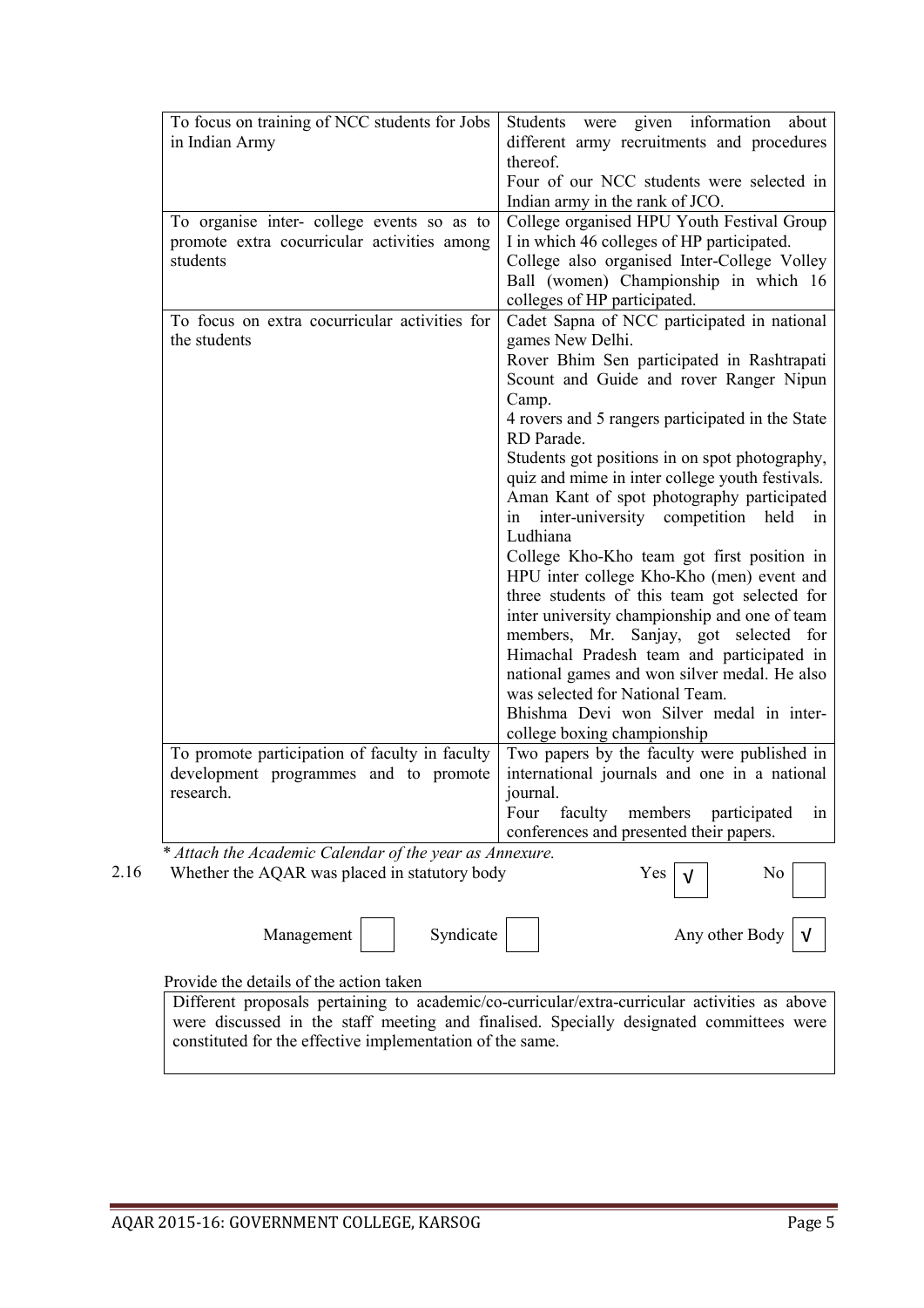| | |
|---|---|
| To focus on training of NCC students for Jobs in Indian Army | Students were given information about different army recruitments and procedures thereof.<br>Four of our NCC students were selected in Indian army in the rank of JCO. |
| To organise inter- college events so as to promote extra cocurricular activities among students | College organised HPU Youth Festival Group I in which 46 colleges of HP participated.<br>College also organised Inter-College Volley Ball (women) Championship in which 16 colleges of HP participated. |
| To focus on extra cocurricular activities for the students | Cadet Sapna of NCC participated in national games New Delhi.<br>Rover Bhim Sen participated in Rashtrapati Scount and Guide and rover Ranger Nipun Camp.<br>4 rovers and 5 rangers participated in the State RD Parade.<br>Students got positions in on spot photography, quiz and mime in inter college youth festivals.<br>Aman Kant of spot photography participated in inter-university competition held in Ludhiana<br>College Kho-Kho team got first position in HPU inter college Kho-Kho (men) event and three students of this team got selected for inter university championship and one of team members, Mr. Sanjay, got selected for Himachal Pradesh team and participated in national games and won silver medal. He also was selected for National Team.<br>Bhishma Devi won Silver medal in inter-college boxing championship |
| To promote participation of faculty in faculty development programmes and to promote research. | Two papers by the faculty were published in international journals and one in a national journal.<br>Four faculty members participated in conferences and presented their papers. |

*\* Attach the Academic Calendar of the year as Annexure.*

2.16 Whether the AQAR was placed in statutory body Yes [√] No [ ]

Management [ ] Syndicate [ ] Any other Body [√]

Provide the details of the action taken

| |
|---|
| Different proposals pertaining to academic/co-curricular/extra-curricular activities as above were discussed in the staff meeting and finalised. Specially designated committees were constituted for the effective implementation of the same. |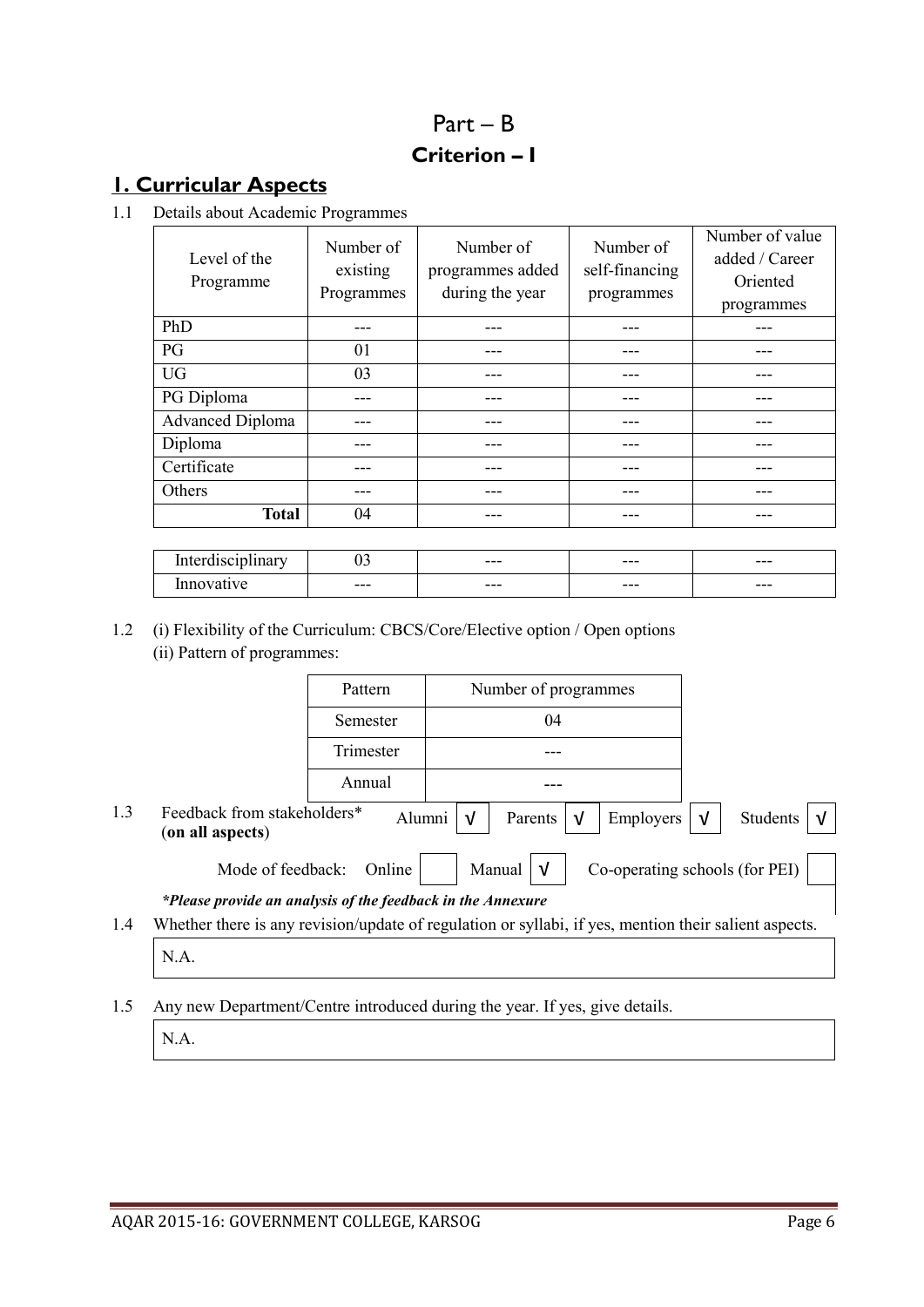# Part – B

## Criterion – I

## 1. Curricular Aspects

1.1 Details about Academic Programmes

| Level of the Programme | Number of existing Programmes | Number of programmes added during the year | Number of self-financing programmes | Number of value added / Career Oriented programmes |
|---|---|---|---|---|
| PhD | --- | --- | --- | --- |
| PG | 01 | --- | --- | --- |
| UG | 03 | --- | --- | --- |
| PG Diploma | --- | --- | --- | --- |
| Advanced Diploma | --- | --- | --- | --- |
| Diploma | --- | --- | --- | --- |
| Certificate | --- | --- | --- | --- |
| Others | --- | --- | --- | --- |
| **Total** | 04 | --- | --- | --- |

| | | | | |
|---|---|---|---|---|
| Interdisciplinary | 03 | --- | --- | --- |
| Innovative | --- | --- | --- | --- |

1.2 (i) Flexibility of the Curriculum: CBCS/Core/Elective option / Open options

(ii) Pattern of programmes:

| Pattern | Number of programmes |
|---|---|
| Semester | 04 |
| Trimester | --- |
| Annual | --- |

1.3 Feedback from stakeholders* (**on all aspects**) Alumni √ Parents √ Employers √ Students √

Mode of feedback: Online Manual √ Co-operating schools (for PEI)

***Please provide an analysis of the feedback in the Annexure***

1.4 Whether there is any revision/update of regulation or syllabi, if yes, mention their salient aspects.

N.A.

1.5 Any new Department/Centre introduced during the year. If yes, give details.

N.A.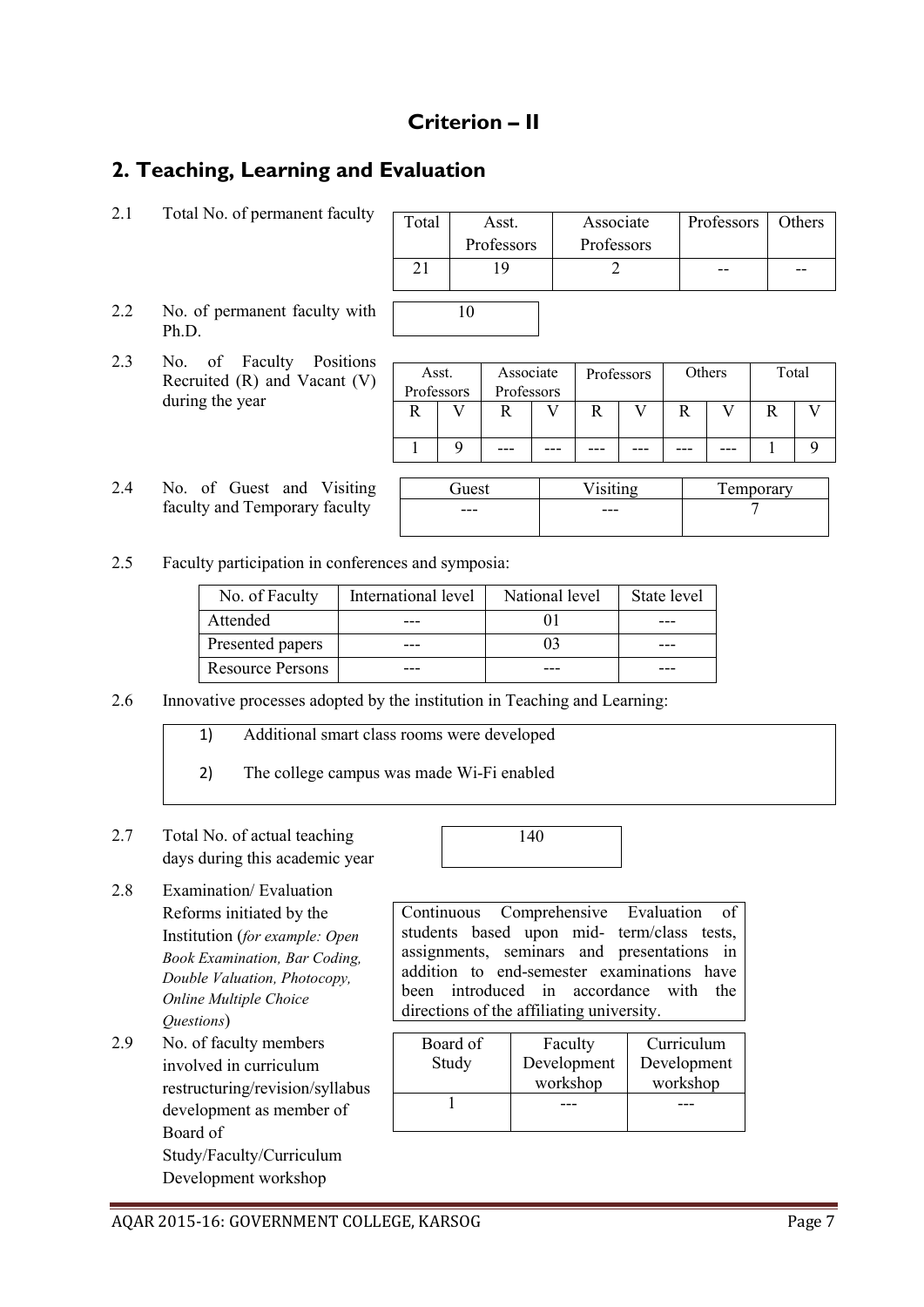# Criterion – II

## 2. Teaching, Learning and Evaluation

2.1 Total No. of permanent faculty

| Total | Asst. Professors | Associate Professors | Professors | Others |
|---|---|---|---|---|
| 21 | 19 | 2 | -- | -- |

2.2 No. of permanent faculty with Ph.D.

| 10 |
|---|

2.3 No. of Faculty Positions Recruited (R) and Vacant (V) during the year

| Asst. Professors | | Associate Professors | | Professors | | Others | | Total | |
|---|---|---|---|---|---|---|---|---|---|
| R | V | R | V | R | V | R | V | R | V |
| 1 | 9 | --- | --- | --- | --- | --- | --- | 1 | 9 |

2.4 No. of Guest and Visiting faculty and Temporary faculty

| Guest | Visiting | Temporary |
|---|---|---|
| --- | --- | 7 |

2.5 Faculty participation in conferences and symposia:

| No. of Faculty | International level | National level | State level |
|---|---|---|---|
| Attended | --- | 01 | --- |
| Presented papers | --- | 03 | --- |
| Resource Persons | --- | --- | --- |

2.6 Innovative processes adopted by the institution in Teaching and Learning:

1) Additional smart class rooms were developed
2) The college campus was made Wi-Fi enabled

2.7 Total No. of actual teaching days during this academic year

| 140 |
|---|

2.8 Examination/ Evaluation Reforms initiated by the Institution (*for example: Open Book Examination, Bar Coding, Double Valuation, Photocopy, Online Multiple Choice Questions*)

Continuous Comprehensive Evaluation of students based upon mid- term/class tests, assignments, seminars and presentations in addition to end-semester examinations have been introduced in accordance with the directions of the affiliating university.

2.9 No. of faculty members involved in curriculum restructuring/revision/syllabus development as member of Board of Study/Faculty/Curriculum Development workshop

| Board of Study | Faculty Development workshop | Curriculum Development workshop |
|---|---|---|
| 1 | --- | --- |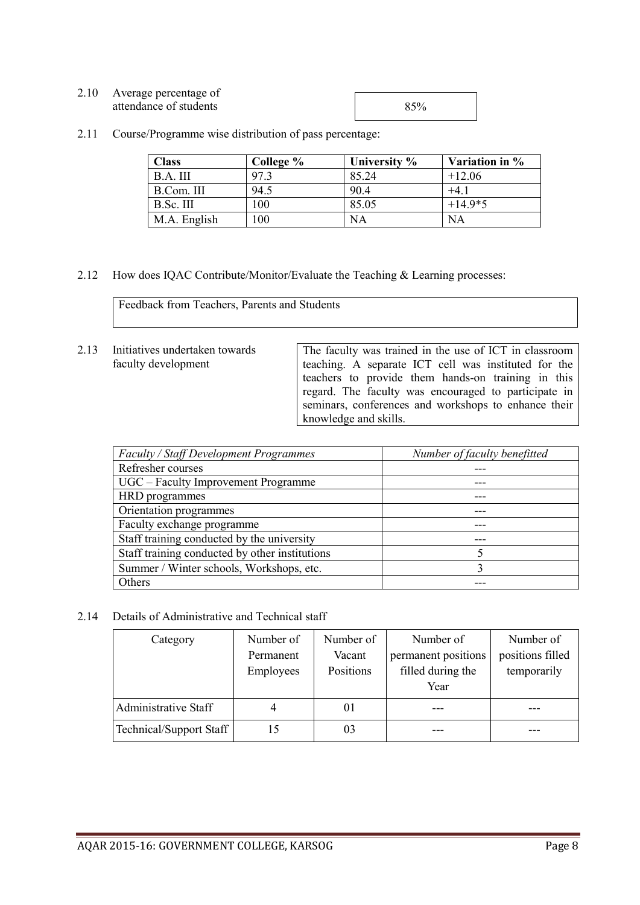2.10 Average percentage of attendance of students

85%

2.11 Course/Programme wise distribution of pass percentage:

| Class | College % | University % | Variation in % |
|---|---|---|---|
| B.A. III | 97.3 | 85.24 | +12.06 |
| B.Com. III | 94.5 | 90.4 | +4.1 |
| B.Sc. III | 100 | 85.05 | +14.9*5 |
| M.A. English | 100 | NA | NA |

2.12 How does IQAC Contribute/Monitor/Evaluate the Teaching & Learning processes:

Feedback from Teachers, Parents and Students

2.13 Initiatives undertaken towards faculty development

The faculty was trained in the use of ICT in classroom teaching. A separate ICT cell was instituted for the teachers to provide them hands-on training in this regard. The faculty was encouraged to participate in seminars, conferences and workshops to enhance their knowledge and skills.

| *Faculty / Staff Development Programmes* | *Number of faculty benefitted* |
|---|---|
| Refresher courses | --- |
| UGC – Faculty Improvement Programme | --- |
| HRD programmes | --- |
| Orientation programmes | --- |
| Faculty exchange programme | --- |
| Staff training conducted by the university | --- |
| Staff training conducted by other institutions | 5 |
| Summer / Winter schools, Workshops, etc. | 3 |
| Others | --- |

2.14 Details of Administrative and Technical staff

| Category | Number of Permanent Employees | Number of Vacant Positions | Number of permanent positions filled during the Year | Number of positions filled temporarily |
|---|---|---|---|---|
| Administrative Staff | 4 | 01 | --- | --- |
| Technical/Support Staff | 15 | 03 | --- | --- |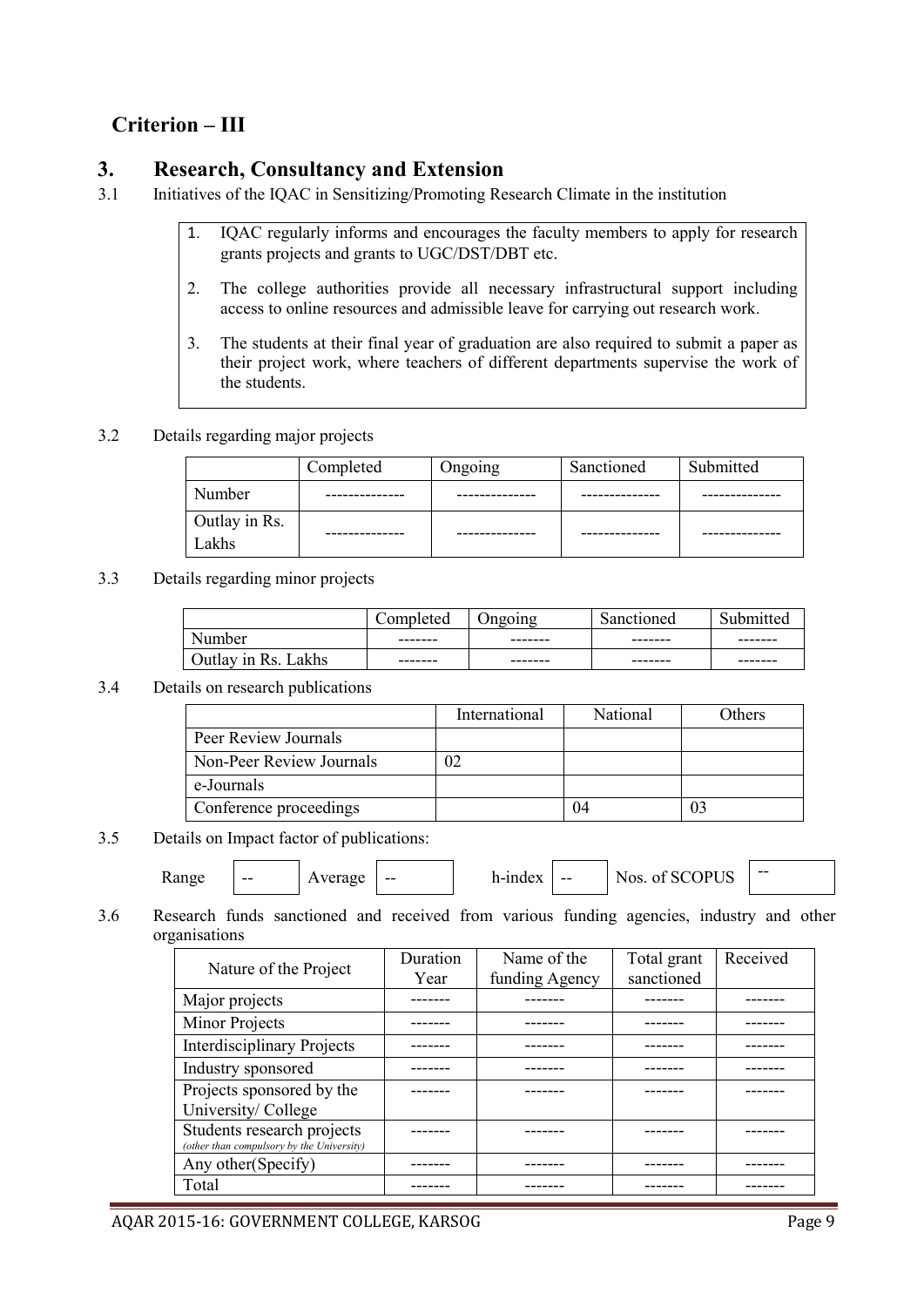# Criterion – III

## 3. Research, Consultancy and Extension

3.1 Initiatives of the IQAC in Sensitizing/Promoting Research Climate in the institution

1. IQAC regularly informs and encourages the faculty members to apply for research grants projects and grants to UGC/DST/DBT etc.
2. The college authorities provide all necessary infrastructural support including access to online resources and admissible leave for carrying out research work.
3. The students at their final year of graduation are also required to submit a paper as their project work, where teachers of different departments supervise the work of the students.

3.2 Details regarding major projects

| | Completed | Ongoing | Sanctioned | Submitted |
|---|---|---|---|---|
| Number | -------------- | -------------- | -------------- | -------------- |
| Outlay in Rs. Lakhs | -------------- | -------------- | -------------- | -------------- |

3.3 Details regarding minor projects

| | Completed | Ongoing | Sanctioned | Submitted |
|---|---|---|---|---|
| Number | ------- | ------- | ------- | ------- |
| Outlay in Rs. Lakhs | ------- | ------- | ------- | ------- |

3.4 Details on research publications

| | International | National | Others |
|---|---|---|---|
| Peer Review Journals | | | |
| Non-Peer Review Journals | 02 | | |
| e-Journals | | | |
| Conference proceedings | | 04 | 03 |

3.5 Details on Impact factor of publications:

| Range | -- | Average | -- | h-index | -- | Nos. of SCOPUS | -- |
|---|---|---|---|---|---|---|---|

3.6 Research funds sanctioned and received from various funding agencies, industry and other organisations

| Nature of the Project | Duration Year | Name of the funding Agency | Total grant sanctioned | Received |
|---|---|---|---|---|
| Major projects | ------- | ------- | ------- | ------- |
| Minor Projects | ------- | ------- | ------- | ------- |
| Interdisciplinary Projects | ------- | ------- | ------- | ------- |
| Industry sponsored | ------- | ------- | ------- | ------- |
| Projects sponsored by the University/ College | ------- | ------- | ------- | ------- |
| Students research projects *(other than compulsory by the University)* | ------- | ------- | ------- | ------- |
| Any other(Specify) | ------- | ------- | ------- | ------- |
| Total | ------- | ------- | ------- | ------- |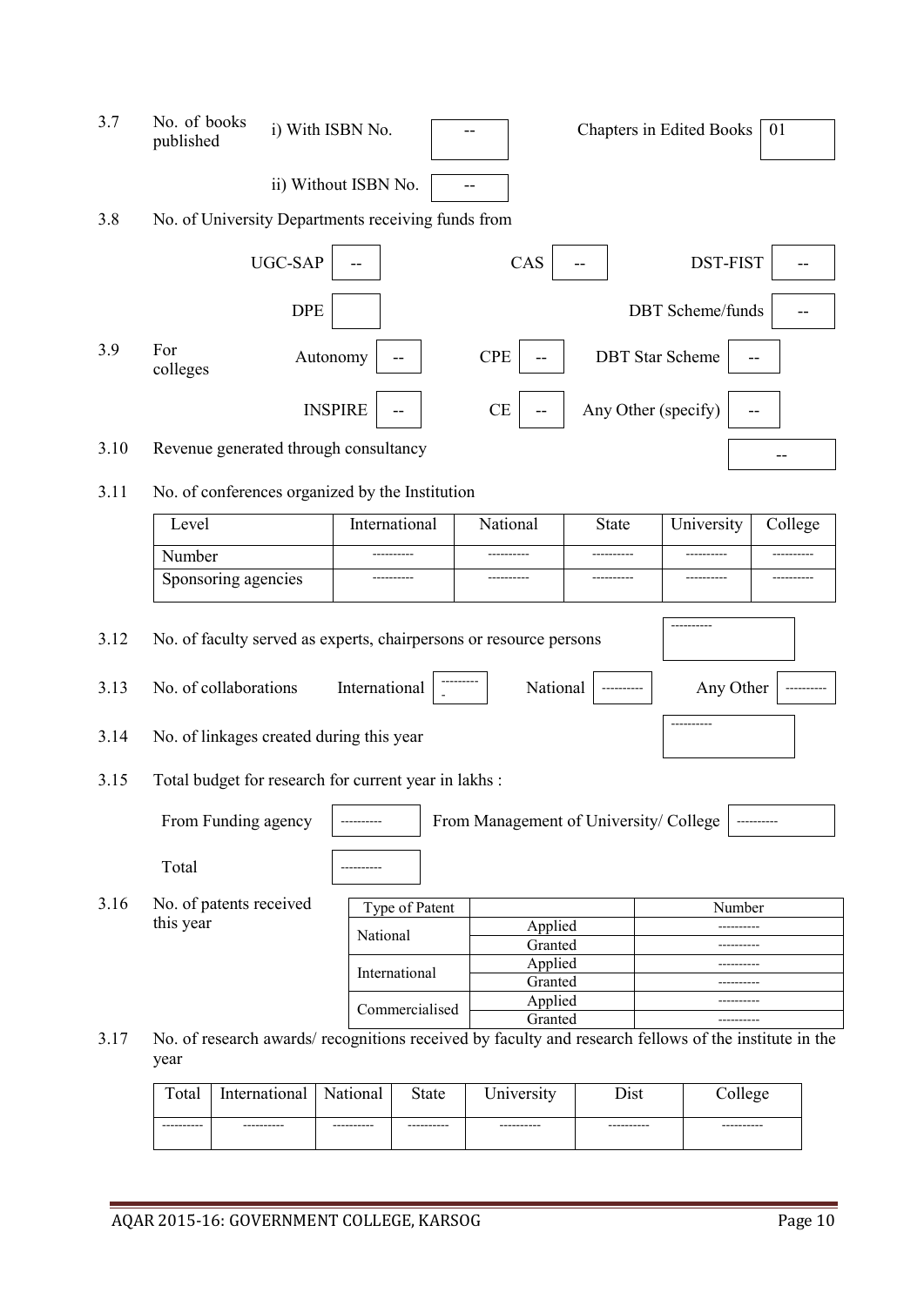3.7 No. of books published i) With ISBN No. -- Chapters in Edited Books 01

ii) Without ISBN No. --

3.8 No. of University Departments receiving funds from

UGC-SAP -- CAS -- DST-FIST --

DPE DBT Scheme/funds --

3.9 For colleges Autonomy -- CPE -- DBT Star Scheme --

INSPIRE -- CE -- Any Other (specify) --

3.10 Revenue generated through consultancy --

3.11 No. of conferences organized by the Institution

| Level | International | National | State | University | College |
|---|---|---|---|---|---|
| Number | ---------- | ---------- | ---------- | ---------- | ---------- |
| Sponsoring agencies | ---------- | ---------- | ---------- | ---------- | ---------- |

3.12 No. of faculty served as experts, chairpersons or resource persons ----------

3.13 No. of collaborations International ---------- National ---------- Any Other ----------

3.14 No. of linkages created during this year ----------

3.15 Total budget for research for current year in lakhs :

From Funding agency ---------- From Management of University/ College ----------

Total ----------

3.16 No. of patents received this year

| Type of Patent | | Number |
|---|---|---|
| National | Applied | ---------- |
| | Granted | ---------- |
| International | Applied | ---------- |
| | Granted | ---------- |
| Commercialised | Applied | ---------- |
| | Granted | ---------- |

3.17 No. of research awards/ recognitions received by faculty and research fellows of the institute in the year

| Total | International | National | State | University | Dist | College |
|---|---|---|---|---|---|---|
| ---------- | ---------- | ---------- | ---------- | ---------- | ---------- | ---------- |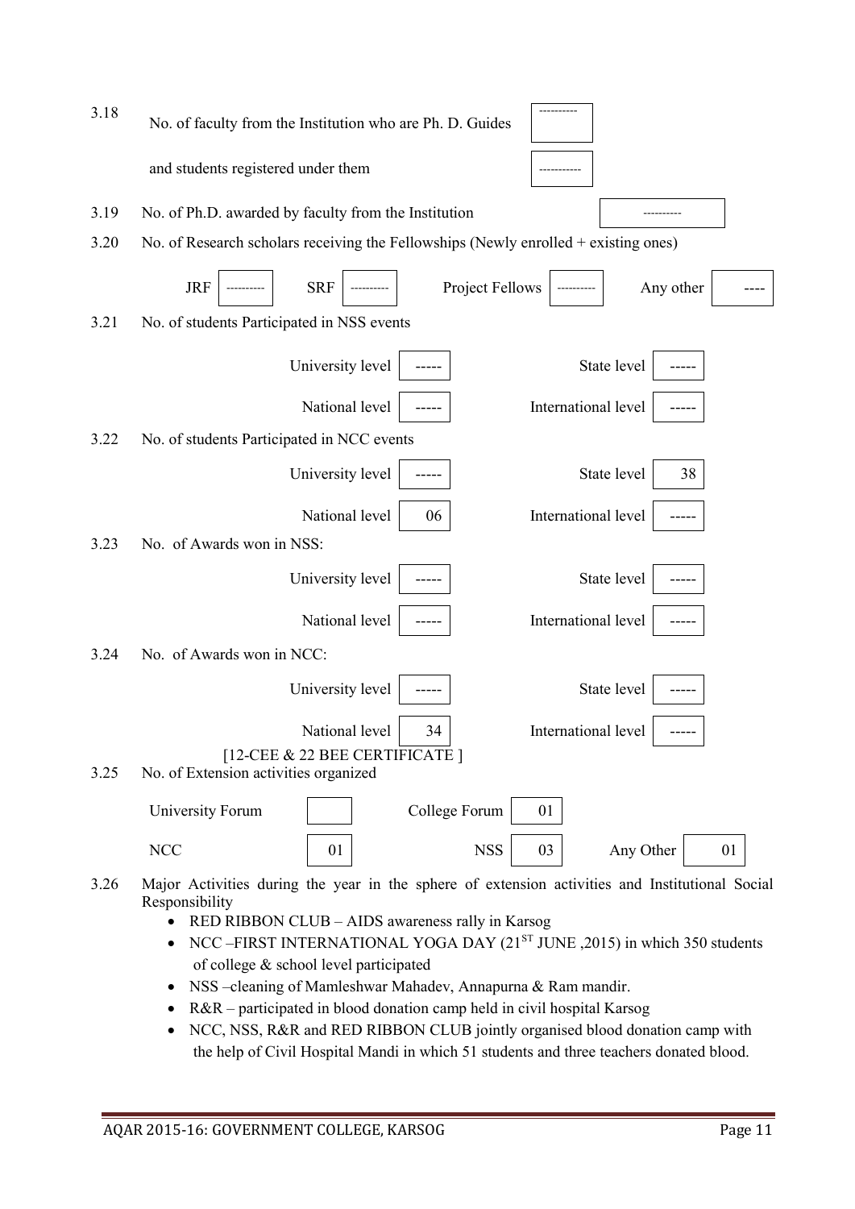3.18 No. of faculty from the Institution who are Ph. D. Guides ----------

and students registered under them -----------

3.19 No. of Ph.D. awarded by faculty from the Institution ----------

3.20 No. of Research scholars receiving the Fellowships (Newly enrolled + existing ones)

| JRF | SRF | Project Fellows | Any other |
|---|---|---|---|
| ---------- | ---------- | ---------- | ---- |

3.21 No. of students Participated in NSS events

| University level | ----- | State level | ----- |
|---|---|---|---|
| National level | ----- | International level | ----- |

3.22 No. of students Participated in NCC events

| University level | ----- | State level | 38 |
|---|---|---|---|
| National level | 06 | International level | ----- |

3.23 No. of Awards won in NSS:

| University level | ----- | State level | ----- |
|---|---|---|---|
| National level | ----- | International level | ----- |

3.24 No. of Awards won in NCC:

| University level | ----- | State level | ----- |
|---|---|---|---|
| National level | 34 | International level | ----- |

[12-CEE & 22 BEE CERTIFICATE ]

3.25 No. of Extension activities organized

| University Forum | | College Forum | 01 | | |
|---|---|---|---|---|---|
| NCC | 01 | NSS | 03 | Any Other | 01 |

3.26 Major Activities during the year in the sphere of extension activities and Institutional Social Responsibility

- RED RIBBON CLUB – AIDS awareness rally in Karsog
- NCC –FIRST INTERNATIONAL YOGA DAY ($21^{ST}$ JUNE ,2015) in which 350 students of college & school level participated
- NSS –cleaning of Mamleshwar Mahadev, Annapurna & Ram mandir.
- R&R – participated in blood donation camp held in civil hospital Karsog
- NCC, NSS, R&R and RED RIBBON CLUB jointly organised blood donation camp with the help of Civil Hospital Mandi in which 51 students and three teachers donated blood.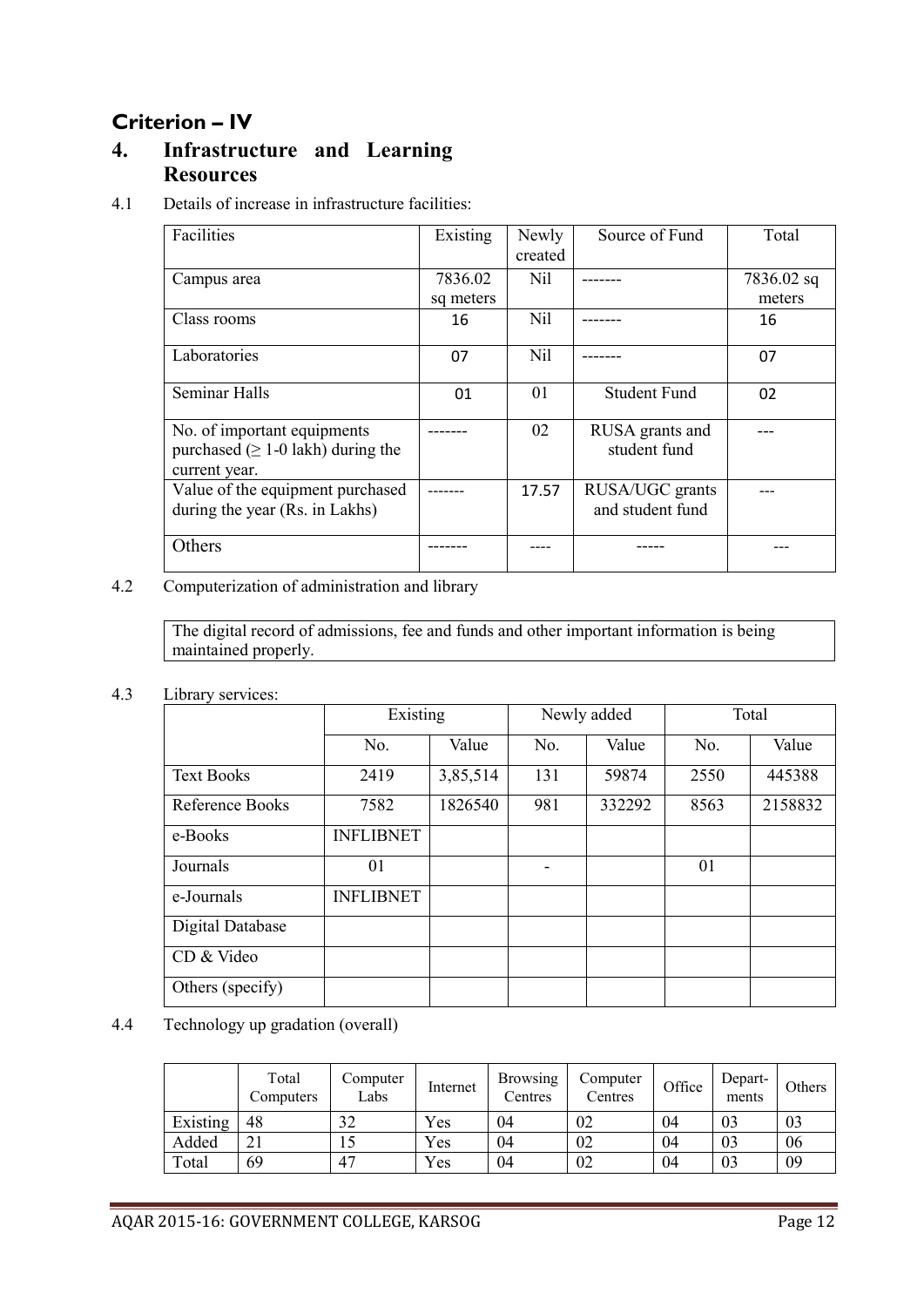## Criterion – IV

## 4. Infrastructure and Learning Resources

4.1 Details of increase in infrastructure facilities:

| Facilities | Existing | Newly created | Source of Fund | Total |
|---|---|---|---|---|
| Campus area | 7836.02 sq meters | Nil | ------- | 7836.02 sq meters |
| Class rooms | 16 | Nil | ------- | 16 |
| Laboratories | 07 | Nil | ------- | 07 |
| Seminar Halls | 01 | 01 | Student Fund | 02 |
| No. of important equipments purchased (≥ 1-0 lakh) during the current year. | ------- | 02 | RUSA grants and student fund | --- |
| Value of the equipment purchased during the year (Rs. in Lakhs) | ------- | 17.57 | RUSA/UGC grants and student fund | --- |
| Others | ------- | ---- | ----- | --- |

4.2 Computerization of administration and library

The digital record of admissions, fee and funds and other important information is being maintained properly.

4.3 Library services:

| | Existing | | Newly added | | Total | |
|---|---|---|---|---|---|---|
| | No. | Value | No. | Value | No. | Value |
| Text Books | 2419 | 3,85,514 | 131 | 59874 | 2550 | 445388 |
| Reference Books | 7582 | 1826540 | 981 | 332292 | 8563 | 2158832 |
| e-Books | INFLIBNET | | | | | |
| Journals | 01 | | - | | 01 | |
| e-Journals | INFLIBNET | | | | | |
| Digital Database | | | | | | |
| CD & Video | | | | | | |
| Others (specify) | | | | | | |

4.4 Technology up gradation (overall)

| | Total Computers | Computer Labs | Internet | Browsing Centres | Computer Centres | Office | Depart-ments | Others |
|---|---|---|---|---|---|---|---|---|
| Existing | 48 | 32 | Yes | 04 | 02 | 04 | 03 | 03 |
| Added | 21 | 15 | Yes | 04 | 02 | 04 | 03 | 06 |
| Total | 69 | 47 | Yes | 04 | 02 | 04 | 03 | 09 |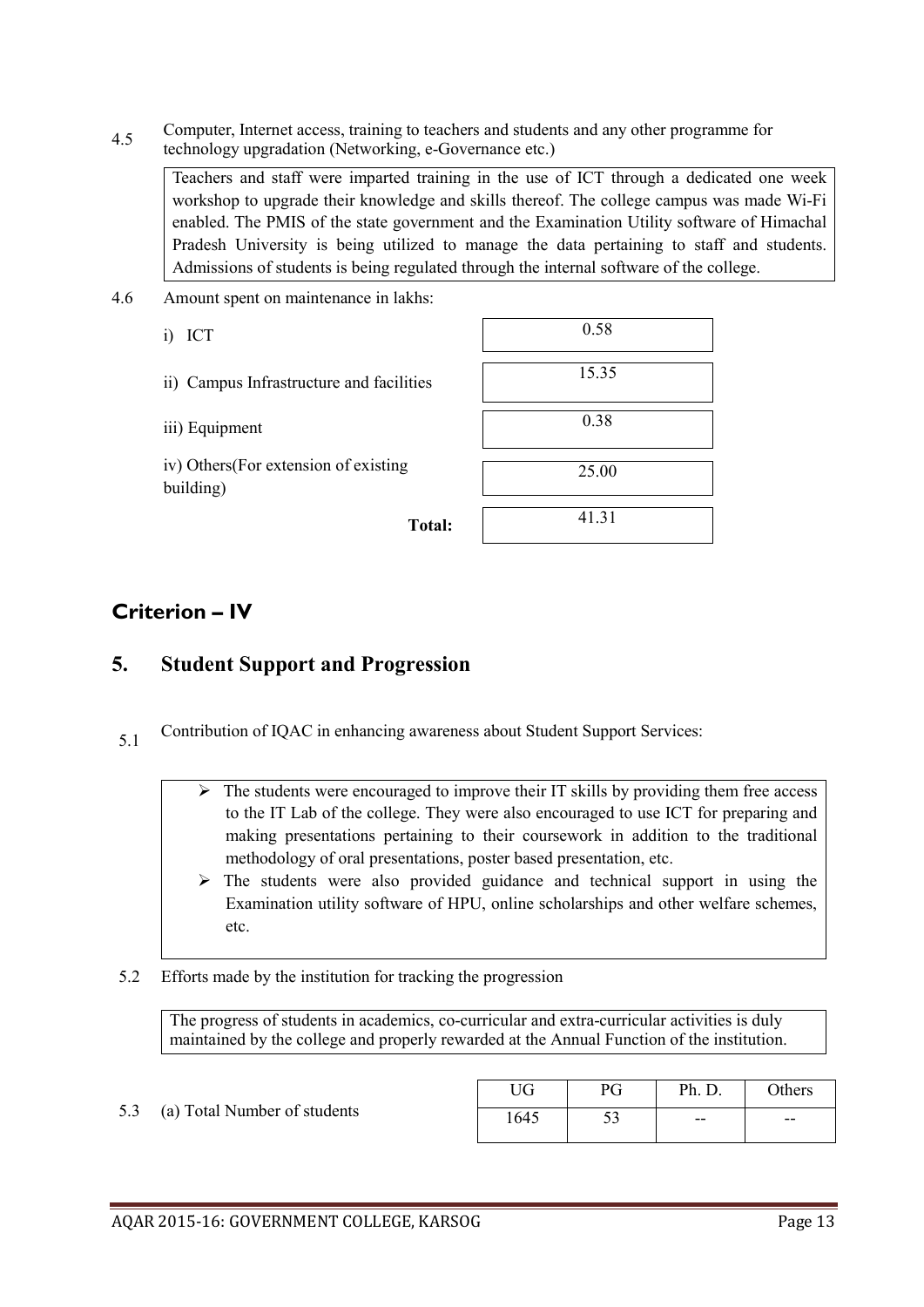4.5 Computer, Internet access, training to teachers and students and any other programme for technology upgradation (Networking, e-Governance etc.)

Teachers and staff were imparted training in the use of ICT through a dedicated one week workshop to upgrade their knowledge and skills thereof. The college campus was made Wi-Fi enabled. The PMIS of the state government and the Examination Utility software of Himachal Pradesh University is being utilized to manage the data pertaining to staff and students. Admissions of students is being regulated through the internal software of the college.

4.6 Amount spent on maintenance in lakhs:

| | |
|---|---|
| i) ICT | 0.58 |
| ii) Campus Infrastructure and facilities | 15.35 |
| iii) Equipment | 0.38 |
| iv) Others(For extension of existing building) | 25.00 |
| **Total:** | 41.31 |

## Criterion – IV

## 5. Student Support and Progression

5.1 Contribution of IQAC in enhancing awareness about Student Support Services:

- The students were encouraged to improve their IT skills by providing them free access to the IT Lab of the college. They were also encouraged to use ICT for preparing and making presentations pertaining to their coursework in addition to the traditional methodology of oral presentations, poster based presentation, etc.
- The students were also provided guidance and technical support in using the Examination utility software of HPU, online scholarships and other welfare schemes, etc.

5.2 Efforts made by the institution for tracking the progression

The progress of students in academics, co-curricular and extra-curricular activities is duly maintained by the college and properly rewarded at the Annual Function of the institution.

5.3 (a) Total Number of students

| UG | PG | Ph. D. | Others |
|---|---|---|---|
| 1645 | 53 | -- | -- |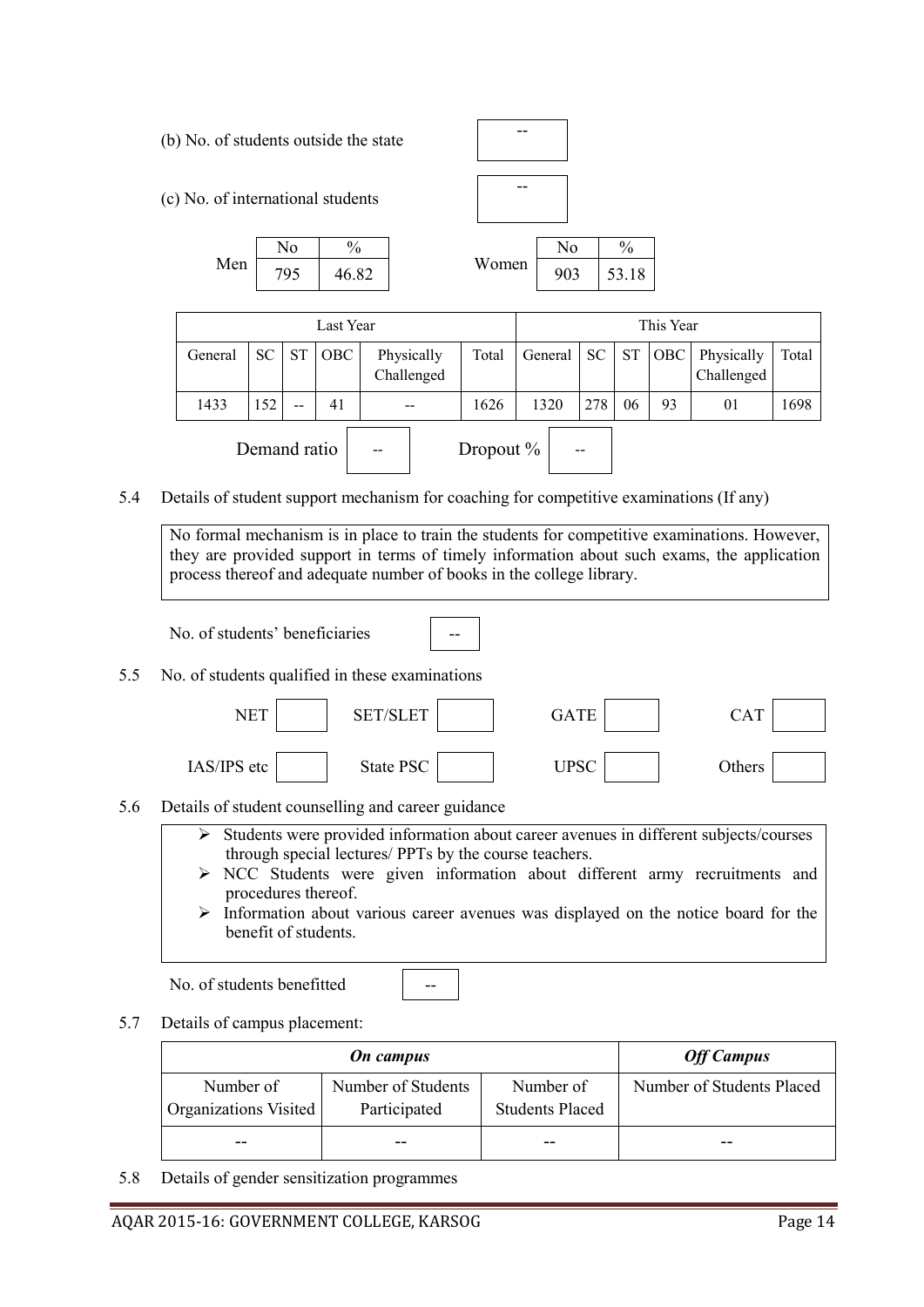(b) No. of students outside the state

| -- |
|---|

(c) No. of international students

| -- |
|---|

| | No | % |
|---|---|---|
| Men | 795 | 46.82 |
| Women | 903 | 53.18 |

| Last Year | | | | | | This Year | | | | | |
|---|---|---|---|---|---|---|---|---|---|---|---|
| General | SC | ST | OBC | Physically Challenged | Total | General | SC | ST | OBC | Physically Challenged | Total |
| 1433 | 152 | -- | 41 | -- | 1626 | 1320 | 278 | 06 | 93 | 01 | 1698 |

Demand ratio: -- Dropout %: --

5.4 Details of student support mechanism for coaching for competitive examinations (If any)

No formal mechanism is in place to train the students for competitive examinations. However, they are provided support in terms of timely information about such exams, the application process thereof and adequate number of books in the college library.

No. of students' beneficiaries: --

5.5 No. of students qualified in these examinations

| NET | | SET/SLET | | GATE | | CAT | |
|---|---|---|---|---|---|---|---|
| IAS/IPS etc | | State PSC | | UPSC | | Others | |

5.6 Details of student counselling and career guidance

- Students were provided information about career avenues in different subjects/courses through special lectures/ PPTs by the course teachers.
- NCC Students were given information about different army recruitments and procedures thereof.
- Information about various career avenues was displayed on the notice board for the benefit of students.

No. of students benefitted: --

5.7 Details of campus placement:

| ***On campus*** | | | ***Off Campus*** |
|---|---|---|---|
| Number of Organizations Visited | Number of Students Participated | Number of Students Placed | Number of Students Placed |
| -- | -- | -- | -- |

5.8 Details of gender sensitization programmes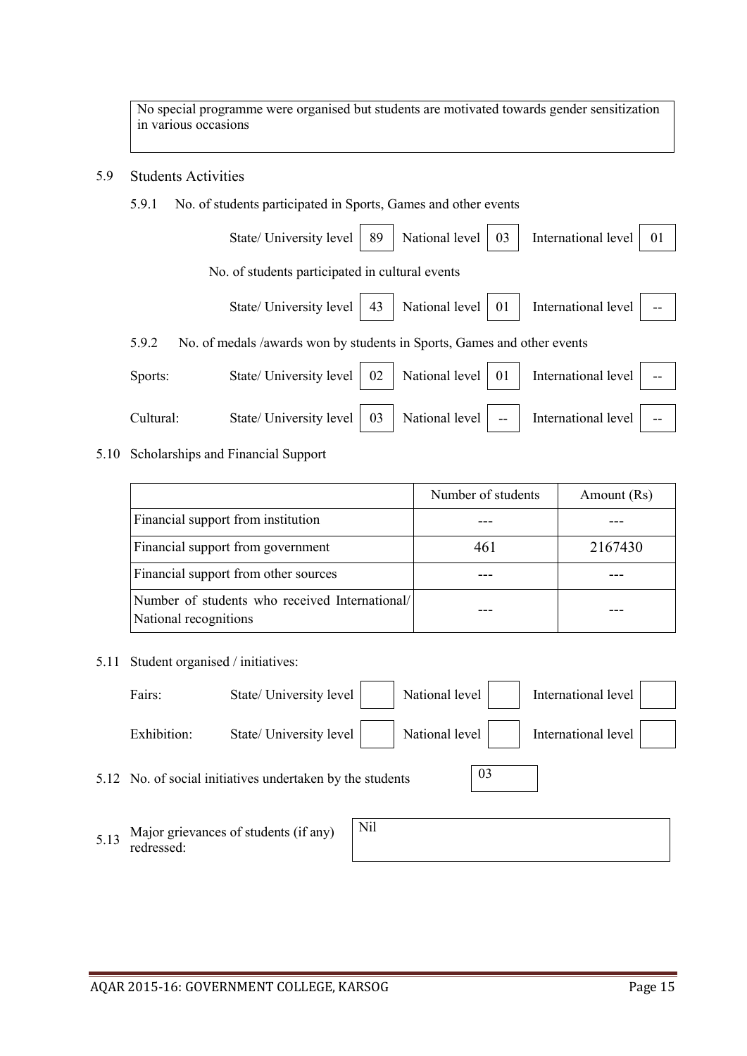No special programme were organised but students are motivated towards gender sensitization in various occasions

5.9 Students Activities

5.9.1 No. of students participated in Sports, Games and other events

| State/ University level | 89 | National level | 03 | International level | 01 |
|---|---|---|---|---|---|

No. of students participated in cultural events

| State/ University level | 43 | National level | 01 | International level | -- |
|---|---|---|---|---|---|

5.9.2 No. of medals /awards won by students in Sports, Games and other events

| | | | | | | |
|---|---|---|---|---|---|---|
| Sports: | State/ University level | 02 | National level | 01 | International level | -- |
| Cultural: | State/ University level | 03 | National level | -- | International level | -- |

5.10 Scholarships and Financial Support

| | Number of students | Amount (Rs) |
|---|---|---|
| Financial support from institution | --- | --- |
| Financial support from government | 461 | 2167430 |
| Financial support from other sources | --- | --- |
| Number of students who received International/ National recognitions | --- | --- |

5.11 Student organised / initiatives:

| | | | | | | |
|---|---|---|---|---|---|---|
| Fairs: | State/ University level | | National level | | International level | |
| Exhibition: | State/ University level | | National level | | International level | |

5.12 No. of social initiatives undertaken by the students: 03

5.13 Major grievances of students (if any) redressed: Nil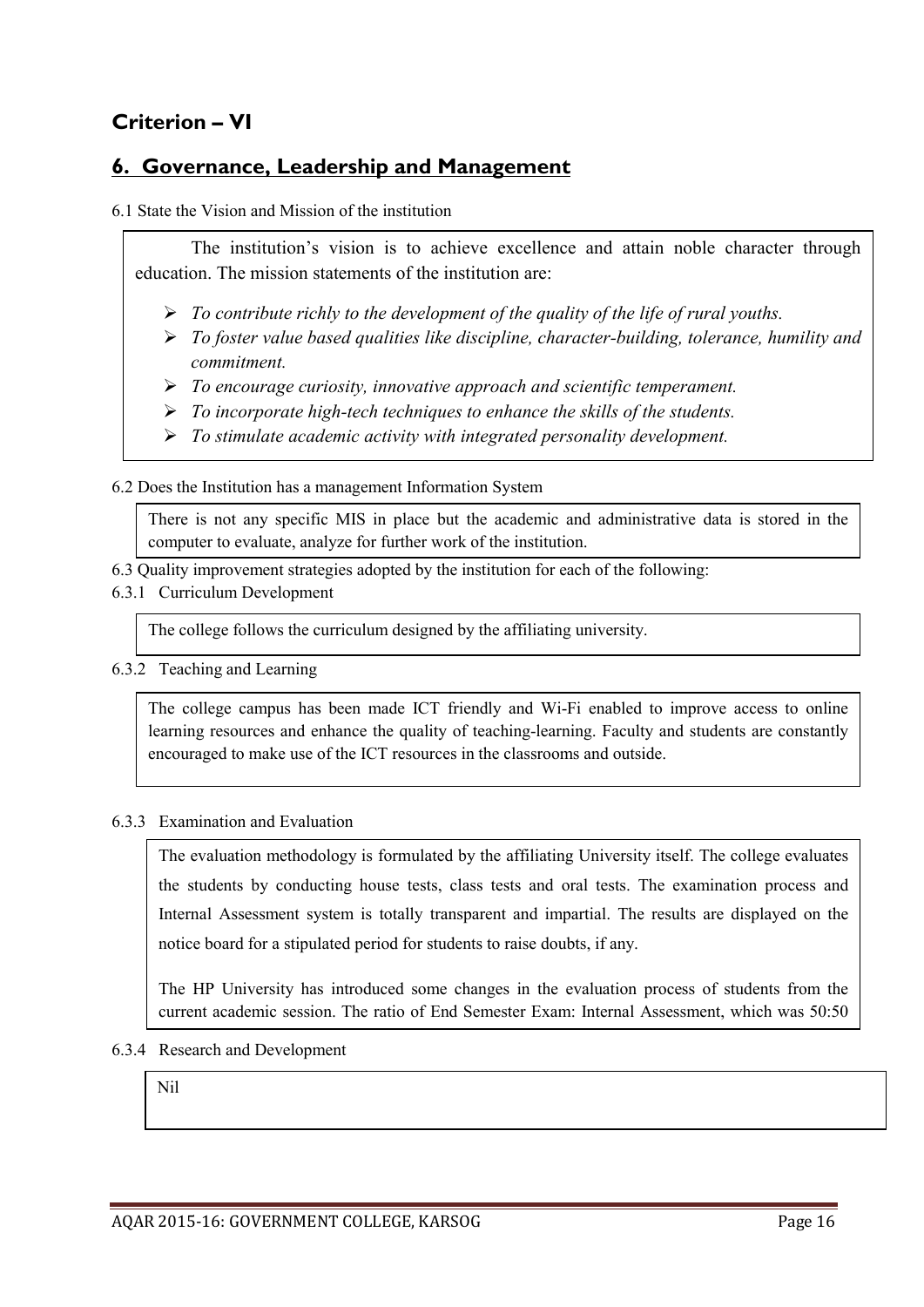# Criterion – VI

## 6. Governance, Leadership and Management

6.1 State the Vision and Mission of the institution

The institution's vision is to achieve excellence and attain noble character through education. The mission statements of the institution are:

- *To contribute richly to the development of the quality of the life of rural youths.*
- *To foster value based qualities like discipline, character-building, tolerance, humility and commitment.*
- *To encourage curiosity, innovative approach and scientific temperament.*
- *To incorporate high-tech techniques to enhance the skills of the students.*
- *To stimulate academic activity with integrated personality development.*

6.2 Does the Institution has a management Information System

There is not any specific MIS in place but the academic and administrative data is stored in the computer to evaluate, analyze for further work of the institution.

6.3 Quality improvement strategies adopted by the institution for each of the following:

6.3.1 Curriculum Development

The college follows the curriculum designed by the affiliating university.

6.3.2 Teaching and Learning

The college campus has been made ICT friendly and Wi-Fi enabled to improve access to online learning resources and enhance the quality of teaching-learning. Faculty and students are constantly encouraged to make use of the ICT resources in the classrooms and outside.

6.3.3 Examination and Evaluation

The evaluation methodology is formulated by the affiliating University itself. The college evaluates the students by conducting house tests, class tests and oral tests. The examination process and Internal Assessment system is totally transparent and impartial. The results are displayed on the notice board for a stipulated period for students to raise doubts, if any.

The HP University has introduced some changes in the evaluation process of students from the current academic session. The ratio of End Semester Exam: Internal Assessment, which was 50:50

6.3.4 Research and Development

Nil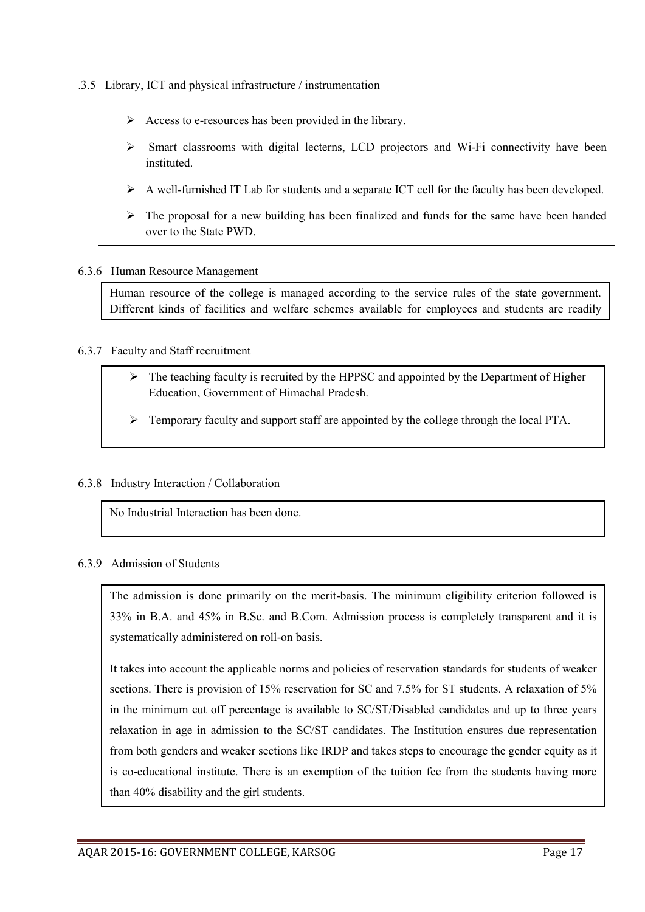.3.5 Library, ICT and physical infrastructure / instrumentation

- Access to e-resources has been provided in the library.
- Smart classrooms with digital lecterns, LCD projectors and Wi-Fi connectivity have been instituted.
- A well-furnished IT Lab for students and a separate ICT cell for the faculty has been developed.
- The proposal for a new building has been finalized and funds for the same have been handed over to the State PWD.

6.3.6 Human Resource Management

Human resource of the college is managed according to the service rules of the state government. Different kinds of facilities and welfare schemes available for employees and students are readily

6.3.7 Faculty and Staff recruitment

- The teaching faculty is recruited by the HPPSC and appointed by the Department of Higher Education, Government of Himachal Pradesh.
- Temporary faculty and support staff are appointed by the college through the local PTA.

6.3.8 Industry Interaction / Collaboration

No Industrial Interaction has been done.

6.3.9 Admission of Students

The admission is done primarily on the merit-basis. The minimum eligibility criterion followed is 33% in B.A. and 45% in B.Sc. and B.Com. Admission process is completely transparent and it is systematically administered on roll-on basis.

It takes into account the applicable norms and policies of reservation standards for students of weaker sections. There is provision of 15% reservation for SC and 7.5% for ST students. A relaxation of 5% in the minimum cut off percentage is available to SC/ST/Disabled candidates and up to three years relaxation in age in admission to the SC/ST candidates. The Institution ensures due representation from both genders and weaker sections like IRDP and takes steps to encourage the gender equity as it is co-educational institute. There is an exemption of the tuition fee from the students having more than 40% disability and the girl students.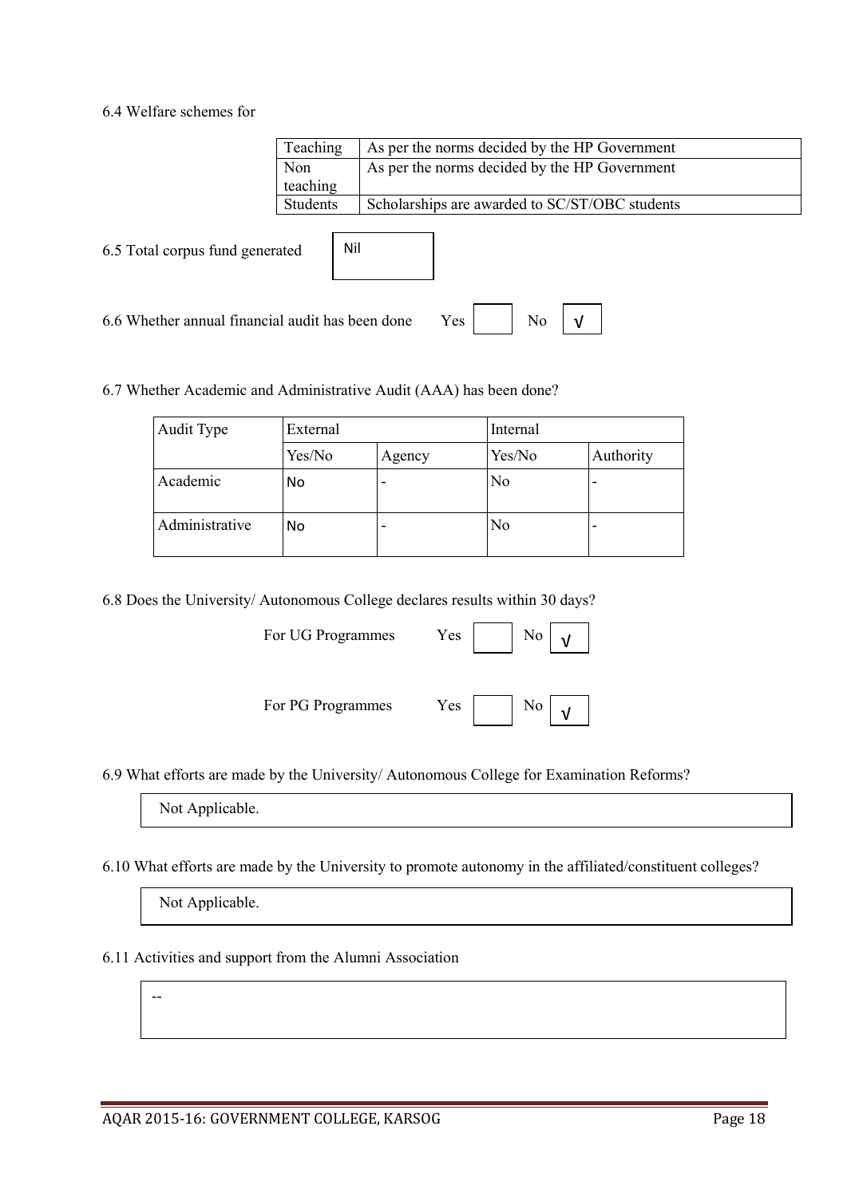6.4 Welfare schemes for

| | |
|---|---|
| Teaching | As per the norms decided by the HP Government |
| Non teaching | As per the norms decided by the HP Government |
| Students | Scholarships are awarded to SC/ST/OBC students |

6.5 Total corpus fund generated: Nil

6.6 Whether annual financial audit has been done: Yes [ ] No [√]

6.7 Whether Academic and Administrative Audit (AAA) has been done?

| Audit Type | External | | Internal | |
|---|---|---|---|---|
| | Yes/No | Agency | Yes/No | Authority |
| Academic | No | - | No | - |
| Administrative | No | - | No | - |

6.8 Does the University/ Autonomous College declares results within 30 days?

For UG Programmes: Yes [ ] No [√]

For PG Programmes: Yes [ ] No [√]

6.9 What efforts are made by the University/ Autonomous College for Examination Reforms?

Not Applicable.

6.10 What efforts are made by the University to promote autonomy in the affiliated/constituent colleges?

Not Applicable.

6.11 Activities and support from the Alumni Association

--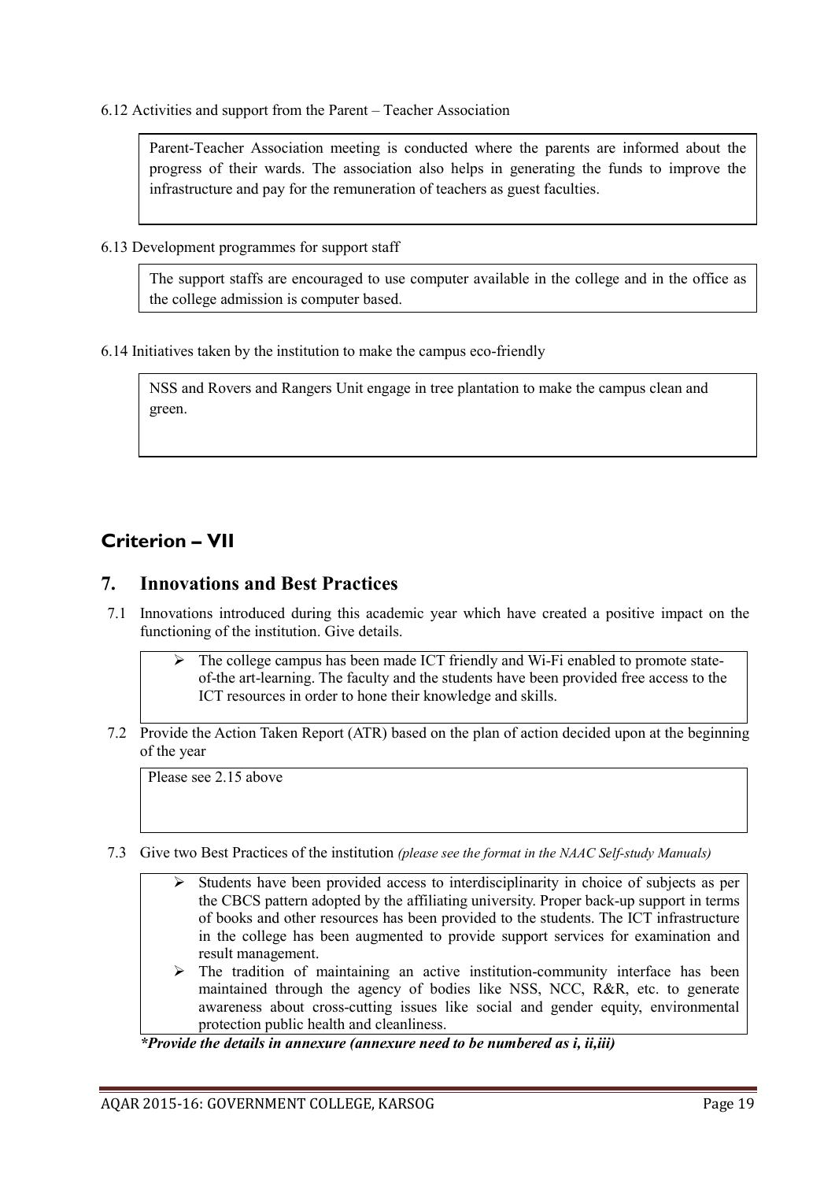6.12 Activities and support from the Parent – Teacher Association

> Parent-Teacher Association meeting is conducted where the parents are informed about the progress of their wards. The association also helps in generating the funds to improve the infrastructure and pay for the remuneration of teachers as guest faculties.

6.13 Development programmes for support staff

> The support staffs are encouraged to use computer available in the college and in the office as the college admission is computer based.

6.14 Initiatives taken by the institution to make the campus eco-friendly

> NSS and Rovers and Rangers Unit engage in tree plantation to make the campus clean and green.

## Criterion – VII

## 7. Innovations and Best Practices

7.1 Innovations introduced during this academic year which have created a positive impact on the functioning of the institution. Give details.

> - The college campus has been made ICT friendly and Wi-Fi enabled to promote state-of-the art-learning. The faculty and the students have been provided free access to the ICT resources in order to hone their knowledge and skills.

7.2 Provide the Action Taken Report (ATR) based on the plan of action decided upon at the beginning of the year

> Please see 2.15 above

7.3 Give two Best Practices of the institution *(please see the format in the NAAC Self-study Manuals)*

> - Students have been provided access to interdisciplinarity in choice of subjects as per the CBCS pattern adopted by the affiliating university. Proper back-up support in terms of books and other resources has been provided to the students. The ICT infrastructure in the college has been augmented to provide support services for examination and result management.
> - The tradition of maintaining an active institution-community interface has been maintained through the agency of bodies like NSS, NCC, R&R, etc. to generate awareness about cross-cutting issues like social and gender equity, environmental protection public health and cleanliness.

***Provide the details in annexure (annexure need to be numbered as i, ii,iii)***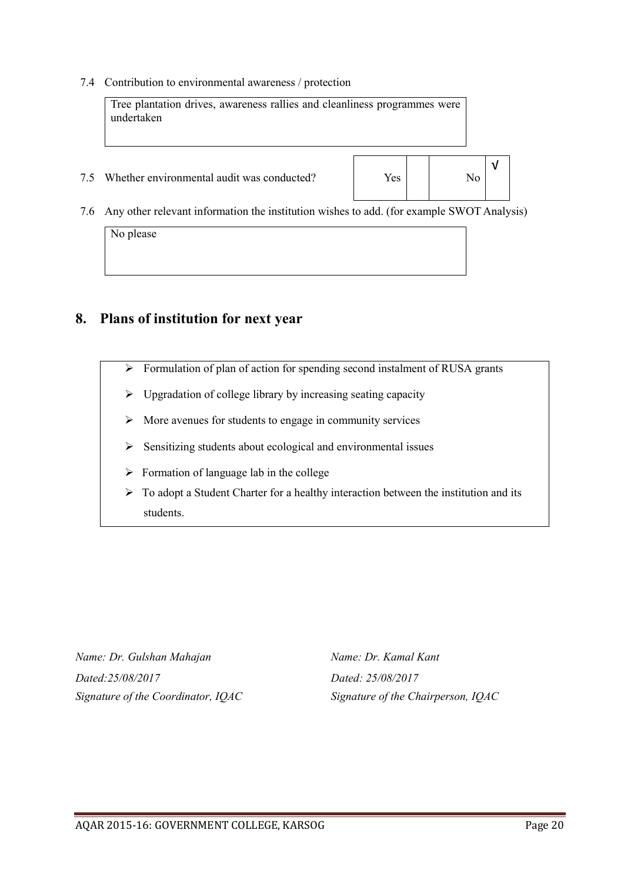7.4 Contribution to environmental awareness / protection

Tree plantation drives, awareness rallies and cleanliness programmes were undertaken

7.5 Whether environmental audit was conducted?

| Yes | | No | √ |
|---|---|---|---|

7.6 Any other relevant information the institution wishes to add. (for example SWOT Analysis)

No please

## 8. Plans of institution for next year

- Formulation of plan of action for spending second instalment of RUSA grants
- Upgradation of college library by increasing seating capacity
- More avenues for students to engage in community services
- Sensitizing students about ecological and environmental issues
- Formation of language lab in the college
- To adopt a Student Charter for a healthy interaction between the institution and its students.

*Name: Dr. Gulshan Mahajan*
*Dated:25/08/2017*
*Signature of the Coordinator, IQAC*

*Name: Dr. Kamal Kant*
*Dated: 25/08/2017*
*Signature of the Chairperson, IQAC*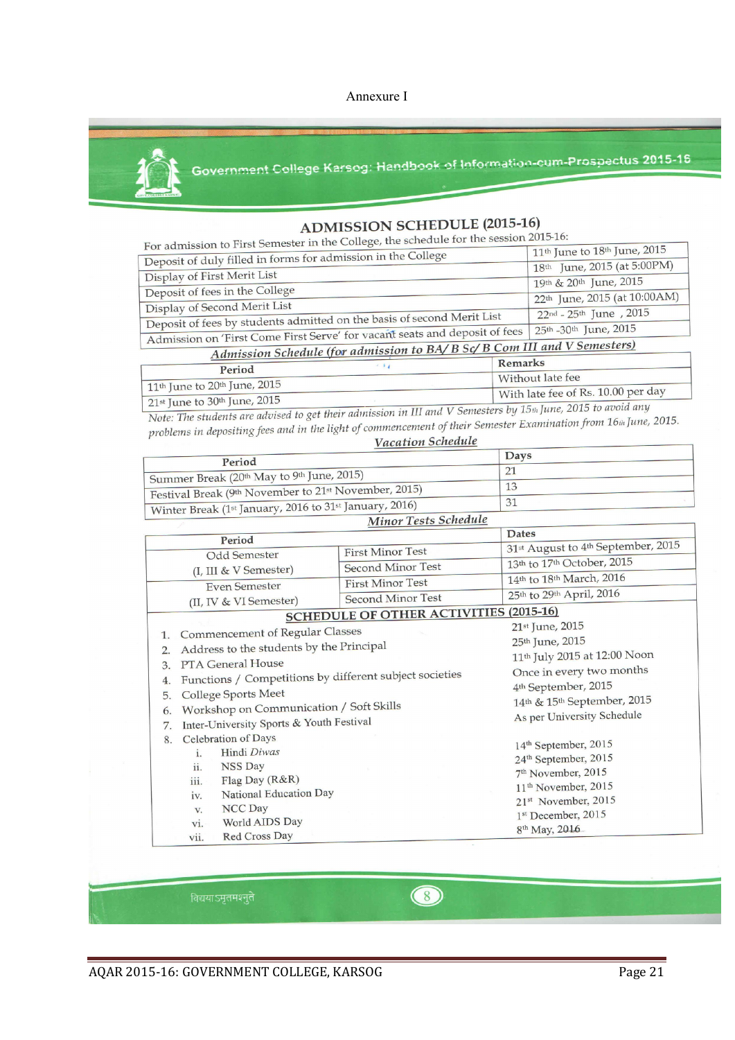Annexure I

Government College Karsog: Handbook of Information-cum-Prospectus 2015-16

## ADMISSION SCHEDULE (2015-16)

For admission to First Semester in the College, the schedule for the session 2015-16:

| | |
|---|---|
| Deposit of duly filled in forms for admission in the College | 11th June to 18th June, 2015 |
| Display of First Merit List | 18th June, 2015 (at 5:00PM) |
| Deposit of fees in the College | 19th & 20th June, 2015 |
| Display of Second Merit List | 22th June, 2015 (at 10:00AM) |
| Deposit of fees by students admitted on the basis of second Merit List | 22nd - 25th June , 2015 |
| Admission on 'First Come First Serve' for vacant seats and deposit of fees | 25th -30th June, 2015 |

### *Admission Schedule (for admission to BA/ B Sc/ B Com III and V Semesters)*

| Period | Remarks |
|---|---|
| 11th June to 20th June, 2015 | Without late fee |
| 21st June to 30th June, 2015 | With late fee of Rs. 10.00 per day |

*Note: The students are advised to get their admission in III and V Semesters by 15th June, 2015 to avoid any problems in depositing fees and in the light of commencement of their Semester Examination from 16th June, 2015.*

### *Vacation Schedule*

| Period | Days |
|---|---|
| Summer Break (20th May to 9th June, 2015) | 21 |
| Festival Break (9th November to 21st November, 2015) | 13 |
| Winter Break (1st January, 2016 to 31st January, 2016) | 31 |

### *Minor Tests Schedule*

| Period | | Dates |
|---|---|---|
| Odd Semester (I, III & V Semester) | First Minor Test | 31st August to 4th September, 2015 |
| | Second Minor Test | 13th to 17th October, 2015 |
| Even Semester (II, IV & VI Semester) | First Minor Test | 14th to 18th March, 2016 |
| | Second Minor Test | 25th to 29th April, 2016 |

### SCHEDULE OF OTHER ACTIVITIES (2015-16)

| | |
|---|---|
| 1. Commencement of Regular Classes | 21st June, 2015 |
| 2. Address to the students by the Principal | 25th June, 2015 |
| 3. PTA General House | 11th July 2015 at 12:00 Noon |
| 4. Functions / Competitions by different subject societies | Once in every two months |
| 5. College Sports Meet | 4th September, 2015 |
| 6. Workshop on Communication / Soft Skills | 14th & 15th September, 2015 |
| 7. Inter-University Sports & Youth Festival | As per University Schedule |
| 8. Celebration of Days | |
| i. Hindi *Diwas* | 14th September, 2015 |
| ii. NSS Day | 24th September, 2015 |
| iii. Flag Day (R&R) | 7th November, 2015 |
| iv. National Education Day | 11th November, 2015 |
| v. NCC Day | 21st November, 2015 |
| vi. World AIDS Day | 1st December, 2015 |
| vii. Red Cross Day | 8th May, 2016 |

विद्ययाऽमृतमश्नुते